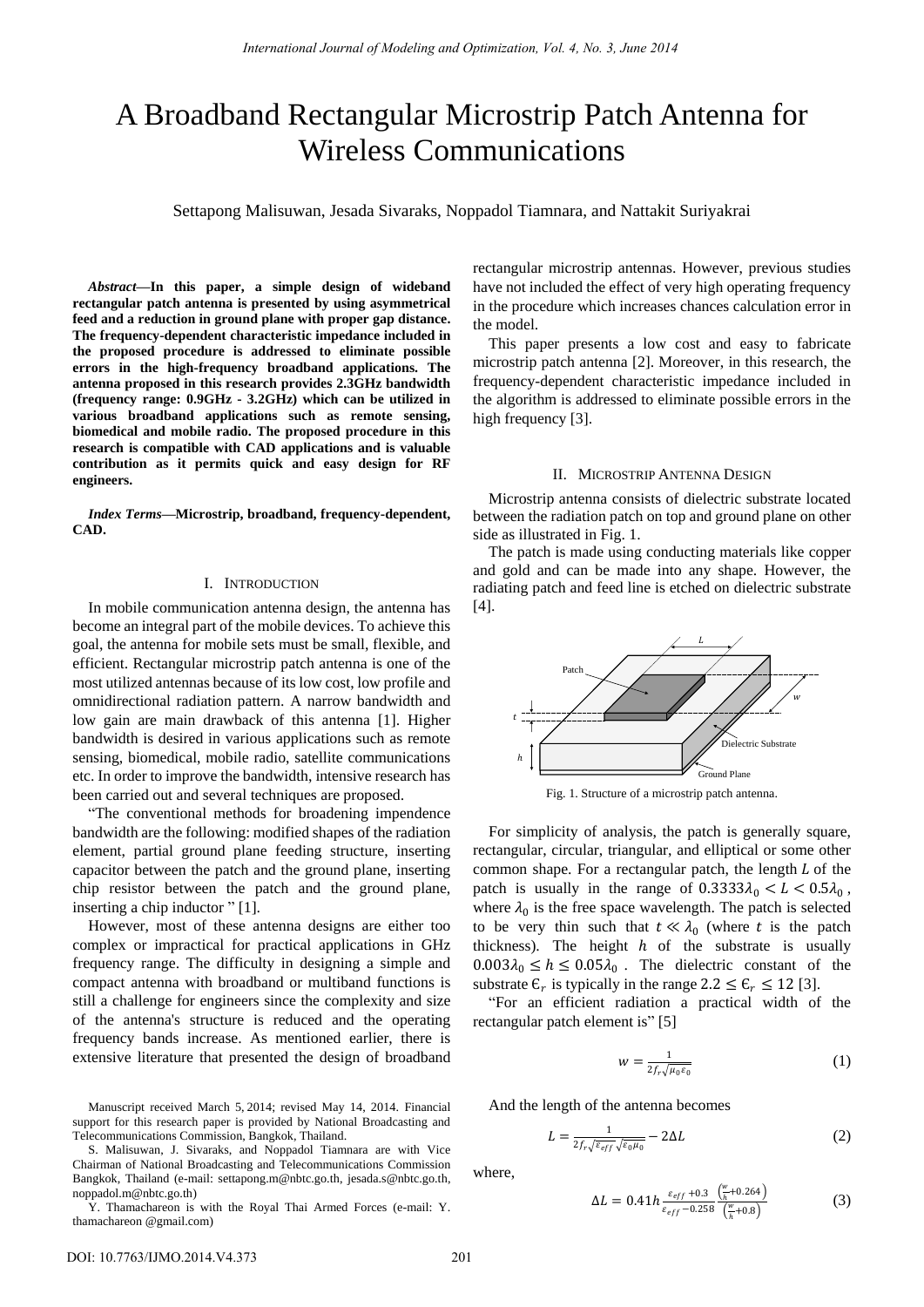# A Broadband Rectangular Microstrip Patch Antenna for Wireless Communications

Settapong Malisuwan, Jesada Sivaraks, Noppadol Tiamnara, and Nattakit Suriyakrai

***Abstract*—In this paper, a simple design of wideband rectangular patch antenna is presented by using asymmetrical feed and a reduction in ground plane with proper gap distance. The frequency-dependent characteristic impedance included in the proposed procedure is addressed to eliminate possible errors in the high-frequency broadband applications. The antenna proposed in this research provides 2.3GHz bandwidth (frequency range: 0.9GHz - 3.2GHz) which can be utilized in various broadband applications such as remote sensing, biomedical and mobile radio. The proposed procedure in this research is compatible with CAD applications and is valuable contribution as it permits quick and easy design for RF engineers.**

***Index Terms*—Microstrip, broadband, frequency-dependent, CAD.**

## I. Introduction

In mobile communication antenna design, the antenna has become an integral part of the mobile devices. To achieve this goal, the antenna for mobile sets must be small, flexible, and efficient. Rectangular microstrip patch antenna is one of the most utilized antennas because of its low cost, low profile and omnidirectional radiation pattern. A narrow bandwidth and low gain are main drawback of this antenna [1]. Higher bandwidth is desired in various applications such as remote sensing, biomedical, mobile radio, satellite communications etc. In order to improve the bandwidth, intensive research has been carried out and several techniques are proposed.

"The conventional methods for broadening impendence bandwidth are the following: modified shapes of the radiation element, partial ground plane feeding structure, inserting capacitor between the patch and the ground plane, inserting chip resistor between the patch and the ground plane, inserting a chip inductor " [1].

However, most of these antenna designs are either too complex or impractical for practical applications in GHz frequency range. The difficulty in designing a simple and compact antenna with broadband or multiband functions is still a challenge for engineers since the complexity and size of the antenna's structure is reduced and the operating frequency bands increase. As mentioned earlier, there is extensive literature that presented the design of broadband rectangular microstrip antennas. However, previous studies have not included the effect of very high operating frequency in the procedure which increases chances calculation error in the model.

This paper presents a low cost and easy to fabricate microstrip patch antenna [2]. Moreover, in this research, the frequency-dependent characteristic impedance included in the algorithm is addressed to eliminate possible errors in the high frequency [3].

## II. Microstrip Antenna Design

Microstrip antenna consists of dielectric substrate located between the radiation patch on top and ground plane on other side as illustrated in Fig. 1.

The patch is made using conducting materials like copper and gold and can be made into any shape. However, the radiating patch and feed line is etched on dielectric substrate [4].

Fig. 1. Structure of a microstrip patch antenna.

For simplicity of analysis, the patch is generally square, rectangular, circular, triangular, and elliptical or some other common shape. For a rectangular patch, the length $L$ of the patch is usually in the range of $0.3333\lambda_0 < L < 0.5\lambda_0$, where $\lambda_0$ is the free space wavelength. The patch is selected to be very thin such that $t \ll \lambda_0$ (where $t$ is the patch thickness). The height $h$ of the substrate is usually $0.003\lambda_0 \leq h \leq 0.05\lambda_0$. The dielectric constant of the substrate $\epsilon_r$ is typically in the range $2.2 \leq \epsilon_r \leq 12$ [3].

"For an efficient radiation a practical width of the rectangular patch element is" [5]

$$w = \frac{1}{2f_r\sqrt{\mu_0\varepsilon_0}} \tag{1}$$

And the length of the antenna becomes

$$L = \frac{1}{2f_r\sqrt{\varepsilon_{eff}}\sqrt{\varepsilon_0\mu_0}} - 2\Delta L \tag{2}$$

where,

$$\Delta L = 0.41h\frac{\varepsilon_{eff}+0.3}{\varepsilon_{eff}-0.258}\frac{\left(\frac{w}{h}+0.264\right)}{\left(\frac{w}{h}+0.8\right)} \tag{3}$$

Manuscript received March 5, 2014; revised May 14, 2014. Financial support for this research paper is provided by National Broadcasting and Telecommunications Commission, Bangkok, Thailand.

S. Malisuwan, J. Sivaraks, and Noppadol Tiamnara are with Vice Chairman of National Broadcasting and Telecommunications Commission Bangkok, Thailand (e-mail: settapong.m@nbtc.go.th, jesada.s@nbtc.go.th, noppadol.m@nbtc.go.th)

Y. Thamachareon is with the Royal Thai Armed Forces (e-mail: Y. thamachareon @gmail.com)

DOI: 10.7763/IJMO.2014.V4.373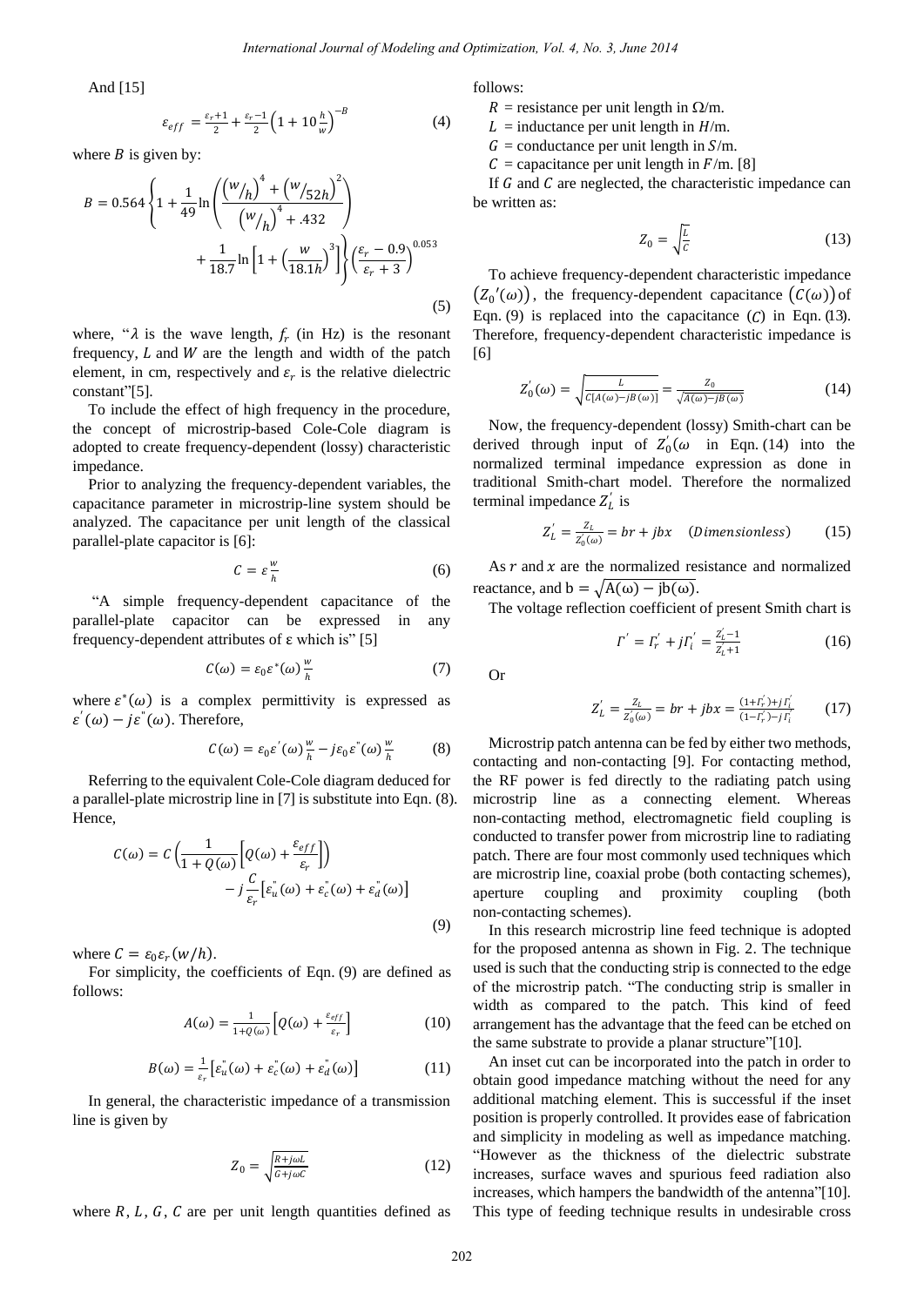And [15]

$$\varepsilon_{eff} = \frac{\varepsilon_r+1}{2} + \frac{\varepsilon_r-1}{2}\left(1+10\frac{h}{w}\right)^{-B} \tag{4}$$

where $B$ is given by:

$$B = 0.564\left\{1+\frac{1}{49}\ln\left(\frac{\left(w/_h\right)^4+\left(w/_{52h}\right)^2}{\left(w/_h\right)^4+.432}\right) + \frac{1}{18.7}\ln\left[1+\left(\frac{w}{18.1h}\right)^3\right]\right\}\left(\frac{\varepsilon_r-0.9}{\varepsilon_r+3}\right)^{0.053} \tag{5}$$

where, "$\lambda$ is the wave length, $f_r$ (in Hz) is the resonant frequency, $L$ and $W$ are the length and width of the patch element, in cm, respectively and $\varepsilon_r$ is the relative dielectric constant"[5].

To include the effect of high frequency in the procedure, the concept of microstrip-based Cole-Cole diagram is adopted to create frequency-dependent (lossy) characteristic impedance.

Prior to analyzing the frequency-dependent variables, the capacitance parameter in microstrip-line system should be analyzed. The capacitance per unit length of the classical parallel-plate capacitor is [6]:

$$C = \varepsilon\frac{w}{h} \tag{6}$$

"A simple frequency-dependent capacitance of the parallel-plate capacitor can be expressed in any frequency-dependent attributes of ε which is" [5]

$$C(\omega) = \varepsilon_0\varepsilon^*(\omega)\frac{w}{h} \tag{7}$$

where $\varepsilon^*(\omega)$ is a complex permittivity is expressed as $\varepsilon^{'}(\omega) - j\varepsilon^{"}(\omega)$. Therefore,

$$C(\omega) = \varepsilon_0\varepsilon^{'}(\omega)\frac{w}{h} - j\varepsilon_0\varepsilon^{"}(\omega)\frac{w}{h} \tag{8}$$

Referring to the equivalent Cole-Cole diagram deduced for a parallel-plate microstrip line in [7] is substitute into Eqn. (8). Hence,

$$C(\omega) = C\left(\frac{1}{1+Q(\omega)}\left[Q(\omega)+\frac{\varepsilon_{eff}}{\varepsilon_r}\right]\right) - j\frac{C}{\varepsilon_r}\left[\varepsilon_u^{"}(\omega)+\varepsilon_c^{"}(\omega)+\varepsilon_d^{"}(\omega)\right] \tag{9}$$

where $C = \varepsilon_0\varepsilon_r(w/h)$.

For simplicity, the coefficients of Eqn. (9) are defined as follows:

$$A(\omega) = \frac{1}{1+Q(\omega)}\left[Q(\omega)+\frac{\varepsilon_{eff}}{\varepsilon_r}\right] \tag{10}$$

$$B(\omega) = \frac{1}{\varepsilon_r}\left[\varepsilon_u^{"}(\omega)+\varepsilon_c^{"}(\omega)+\varepsilon_d^{"}(\omega)\right] \tag{11}$$

In general, the characteristic impedance of a transmission line is given by

$$Z_0 = \sqrt{\frac{R+j\omega L}{G+j\omega C}} \tag{12}$$

where $R$, $L$, $G$, $C$ are per unit length quantities defined as follows:

$R$ = resistance per unit length in $\Omega$/m.

$L$ = inductance per unit length in $H$/m.

$G$ = conductance per unit length in $S$/m.

$C$ = capacitance per unit length in $F$/m. [8]

If $G$ and $C$ are neglected, the characteristic impedance can be written as:

$$Z_0 = \sqrt{\frac{L}{C}} \tag{13}$$

To achieve frequency-dependent characteristic impedance $\left(Z_0{'}(\omega)\right)$, the frequency-dependent capacitance $\left(C(\omega)\right)$ of Eqn. (9) is replaced into the capacitance $(C)$ in Eqn. (13). Therefore, frequency-dependent characteristic impedance is [6]

$$Z_0^{'}(\omega) = \sqrt{\frac{L}{C[A(\omega)-jB(\omega)]}} = \frac{Z_0}{\sqrt{A(\omega)-jB(\omega)}} \tag{14}$$

Now, the frequency-dependent (lossy) Smith-chart can be derived through input of $Z_0^{'}(\omega$ in Eqn. (14) into the normalized terminal impedance expression as done in traditional Smith-chart model. Therefore the normalized terminal impedance $Z_L^{'}$ is

$$Z_L^{'} = \frac{Z_L}{Z_0^{'}(\omega)} = br + jbx \quad (Dimensionless) \tag{15}$$

As $r$ and $x$ are the normalized resistance and normalized reactance, and $\mathrm{b} = \sqrt{\mathrm{A}(\omega) - \mathrm{j}b(\omega)}$.

The voltage reflection coefficient of present Smith chart is

$$\Gamma^{'} = \Gamma_r^{'} + j\Gamma_i^{'} = \frac{Z_L^{'}-1}{Z_L^{'}+1} \tag{16}$$

Or

$$Z_L^{'} = \frac{Z_L}{Z_0^{'}(\omega)} = br + jbx = \frac{(1+\Gamma_r^{'})+j\Gamma_i^{'}}{(1-\Gamma_r^{'})-j\Gamma_i^{'}} \tag{17}$$

Microstrip patch antenna can be fed by either two methods, contacting and non-contacting [9]. For contacting method, the RF power is fed directly to the radiating patch using microstrip line as a connecting element. Whereas non-contacting method, electromagnetic field coupling is conducted to transfer power from microstrip line to radiating patch. There are four most commonly used techniques which are microstrip line, coaxial probe (both contacting schemes), aperture coupling and proximity coupling (both non-contacting schemes).

In this research microstrip line feed technique is adopted for the proposed antenna as shown in Fig. 2. The technique used is such that the conducting strip is connected to the edge of the microstrip patch. "The conducting strip is smaller in width as compared to the patch. This kind of feed arrangement has the advantage that the feed can be etched on the same substrate to provide a planar structure"[10].

An inset cut can be incorporated into the patch in order to obtain good impedance matching without the need for any additional matching element. This is successful if the inset position is properly controlled. It provides ease of fabrication and simplicity in modeling as well as impedance matching. "However as the thickness of the dielectric substrate increases, surface waves and spurious feed radiation also increases, which hampers the bandwidth of the antenna"[10]. This type of feeding technique results in undesirable cross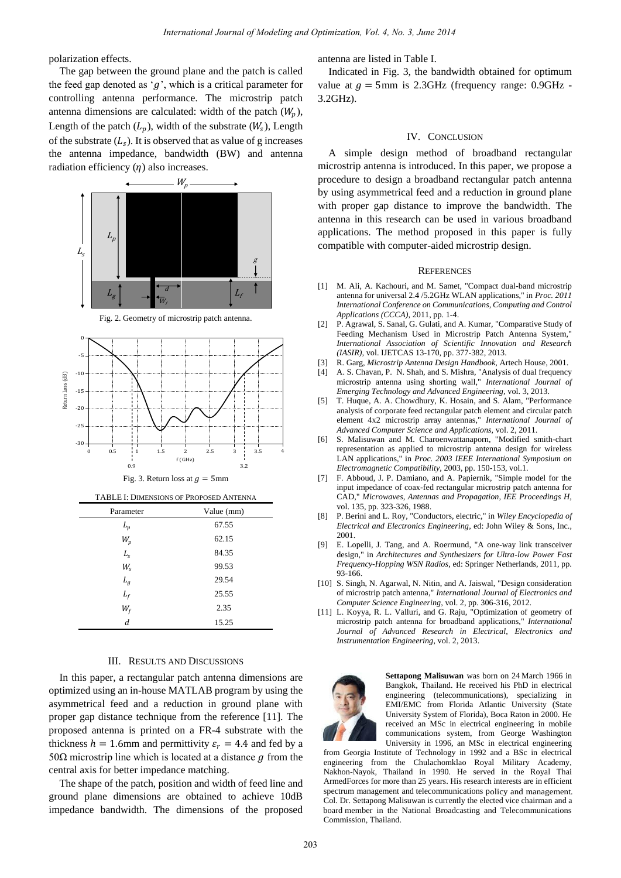polarization effects.

The gap between the ground plane and the patch is called the feed gap denoted as '$g$', which is a critical parameter for controlling antenna performance. The microstrip patch antenna dimensions are calculated: width of the patch ($W_p$), Length of the patch ($L_p$), width of the substrate ($W_s$), Length of the substrate ($L_s$). It is observed that as value of g increases the antenna impedance, bandwidth (BW) and antenna radiation efficiency ($\eta$) also increases.

Fig. 2. Geometry of microstrip patch antenna.

Fig. 3. Return loss at $g = 5$mm

TABLE I: DIMENSIONS OF PROPOSED ANTENNA

| Parameter | Value (mm) |
|---|---|
| $L_p$ | 67.55 |
| $W_p$ | 62.15 |
| $L_s$ | 84.35 |
| $W_s$ | 99.53 |
| $L_g$ | 29.54 |
| $L_f$ | 25.55 |
| $W_f$ | 2.35 |
| $d$ | 15.25 |

## III. Results and Discussions

In this paper, a rectangular patch antenna dimensions are optimized using an in-house MATLAB program by using the asymmetrical feed and a reduction in ground plane with proper gap distance technique from the reference [11]. The proposed antenna is printed on a FR-4 substrate with the thickness $h = 1.6$mm and permittivity $\varepsilon_r = 4.4$ and fed by a 50Ω microstrip line which is located at a distance $g$ from the central axis for better impedance matching.

The shape of the patch, position and width of feed line and ground plane dimensions are obtained to achieve 10dB impedance bandwidth. The dimensions of the proposed antenna are listed in Table I.

Indicated in Fig. 3, the bandwidth obtained for optimum value at $g = 5$mm is 2.3GHz (frequency range: 0.9GHz - 3.2GHz).

## IV. Conclusion

A simple design method of broadband rectangular microstrip antenna is introduced. In this paper, we propose a procedure to design a broadband rectangular patch antenna by using asymmetrical feed and a reduction in ground plane with proper gap distance to improve the bandwidth. The antenna in this research can be used in various broadband applications. The method proposed in this paper is fully compatible with computer-aided microstrip design.

## References

[1] M. Ali, A. Kachouri, and M. Samet, "Compact dual-band microstrip antenna for universal 2.4 /5.2GHz WLAN applications," in *Proc. 2011 International Conference on Communications, Computing and Control Applications (CCCA)*, 2011, pp. 1-4.

[2] P. Agrawal, S. Sanal, G. Gulati, and A. Kumar, "Comparative Study of Feeding Mechanism Used in Microstrip Patch Antenna System," *International Association of Scientific Innovation and Research (IASIR)*, vol. IJETCAS 13-170, pp. 377-382, 2013.

[3] R. Garg, *Microstrip Antenna Design Handbook*, Artech House, 2001.

[4] A. S. Chavan, P. N. Shah, and S. Mishra, "Analysis of dual frequency microstrip antenna using shorting wall," *International Journal of Emerging Technology and Advanced Engineering*, vol. 3, 2013.

[5] T. Huque, A. A. Chowdhury, K. Hosain, and S. Alam, "Performance analysis of corporate feed rectangular patch element and circular patch element 4x2 microstrip array antennas," *International Journal of Advanced Computer Science and Applications*, vol. 2, 2011.

[6] S. Malisuwan and M. Charoenwattanaporn, "Modified smith-chart representation as applied to microstrip antenna design for wireless LAN applications," in *Proc. 2003 IEEE International Symposium on Electromagnetic Compatibility*, 2003, pp. 150-153, vol.1.

[7] F. Abboud, J. P. Damiano, and A. Papiernik, "Simple model for the input impedance of coax-fed rectangular microstrip patch antenna for CAD," *Microwaves, Antennas and Propagation, IEE Proceedings H*, vol. 135, pp. 323-326, 1988.

[8] P. Berini and L. Roy, "Conductors, electric," in *Wiley Encyclopedia of Electrical and Electronics Engineering*, ed: John Wiley & Sons, Inc., 2001.

[9] E. Lopelli, J. Tang, and A. Roermund, "A one-way link transceiver design," in *Architectures and Synthesizers for Ultra-low Power Fast Frequency-Hopping WSN Radios*, ed: Springer Netherlands, 2011, pp. 93-166.

[10] S. Singh, N. Agarwal, N. Nitin, and A. Jaiswal, "Design consideration of microstrip patch antenna," *International Journal of Electronics and Computer Science Engineering*, vol. 2, pp. 306-316, 2012.

[11] L. Koyya, R. L. Valluri, and G. Raju, "Optimization of geometry of microstrip patch antenna for broadband applications," *International Journal of Advanced Research in Electrical, Electronics and Instrumentation Engineering*, vol. 2, 2013.

**Settapong Malisuwan** was born on 24 March 1966 in Bangkok, Thailand. He received his PhD in electrical engineering (telecommunications), specializing in EMI/EMC from Florida Atlantic University (State University System of Florida), Boca Raton in 2000. He received an MSc in electrical engineering in mobile communications system, from George Washington University in 1996, an MSc in electrical engineering from Georgia Institute of Technology in 1992 and a BSc in electrical engineering from the Chulachomklao Royal Military Academy, Nakhon-Nayok, Thailand in 1990. He served in the Royal Thai ArmedForces for more than 25 years. His research interests are in efficient spectrum management and telecommunications policy and management. Col. Dr. Settapong Malisuwan is currently the elected vice chairman and a board member in the National Broadcasting and Telecommunications Commission, Thailand.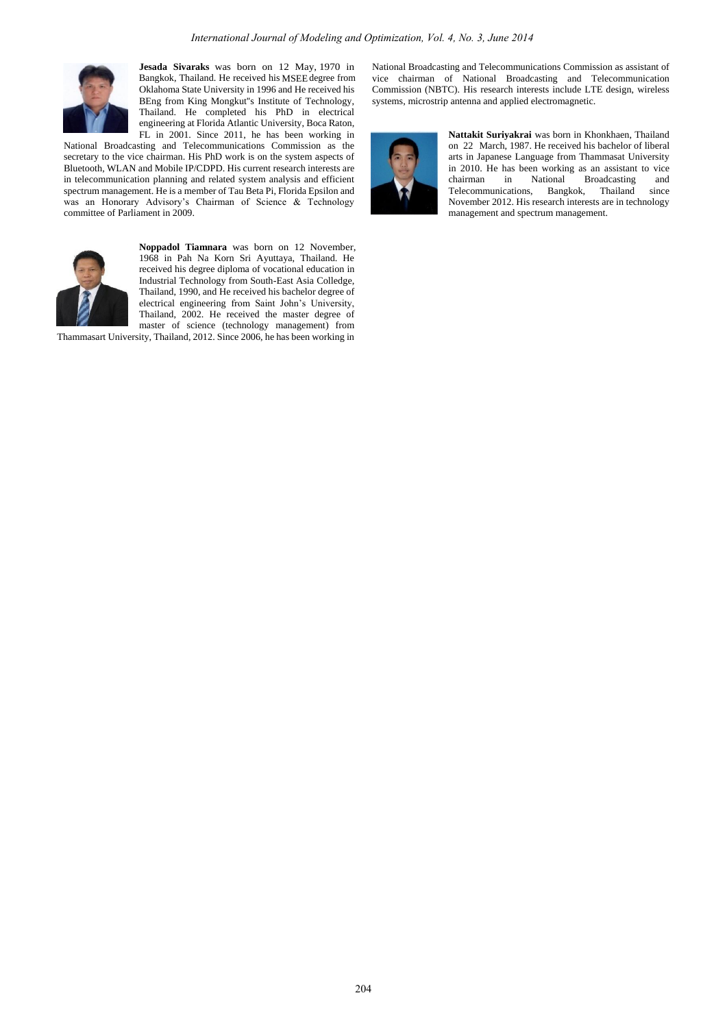**Jesada Sivaraks** was born on 12 May, 1970 in Bangkok, Thailand. He received his MSEE degree from Oklahoma State University in 1996 and He received his BEng from King Mongkut"s Institute of Technology, Thailand. He completed his PhD in electrical engineering at Florida Atlantic University, Boca Raton, FL in 2001. Since 2011, he has been working in National Broadcasting and Telecommunications Commission as the secretary to the vice chairman. His PhD work is on the system aspects of Bluetooth, WLAN and Mobile IP/CDPD. His current research interests are in telecommunication planning and related system analysis and efficient spectrum management. He is a member of Tau Beta Pi, Florida Epsilon and was an Honorary Advisory's Chairman of Science & Technology committee of Parliament in 2009.

**Noppadol Tiamnara** was born on 12 November, 1968 in Pah Na Korn Sri Ayuttaya, Thailand. He received his degree diploma of vocational education in Industrial Technology from South-East Asia Colledge, Thailand, 1990, and He received his bachelor degree of electrical engineering from Saint John's University, Thailand, 2002. He received the master degree of master of science (technology management) from Thammasart University, Thailand, 2012. Since 2006, he has been working in National Broadcasting and Telecommunications Commission as assistant of vice chairman of National Broadcasting and Telecommunication Commission (NBTC). His research interests include LTE design, wireless systems, microstrip antenna and applied electromagnetic.

**Nattakit Suriyakrai** was born in Khonkhaen, Thailand on 22 March, 1987. He received his bachelor of liberal arts in Japanese Language from Thammasat University in 2010. He has been working as an assistant to vice chairman in National Broadcasting and Telecommunications, Bangkok, Thailand since November 2012. His research interests are in technology management and spectrum management.